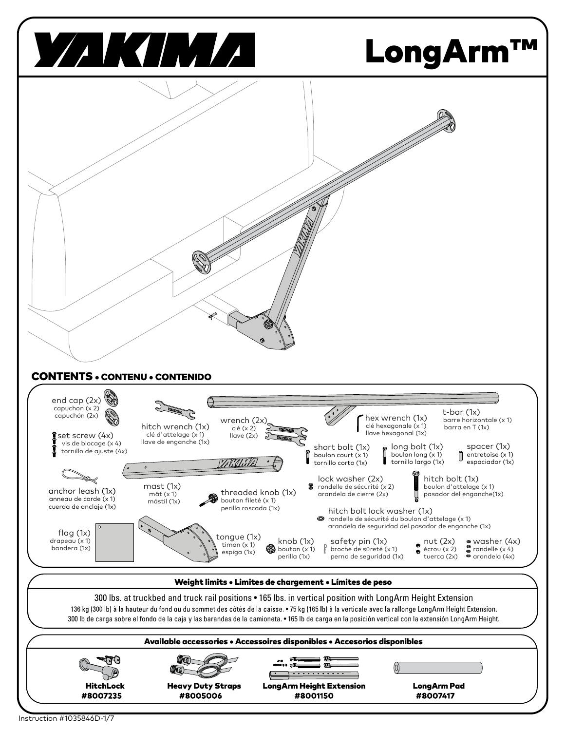# YAKIMA

# LongArm™

## CONTENTS • CONTENU • CONTENIDO

- end cap (2x) — capuchon (x 2) — capuchón (2x)
- hitch wrench (1x) — clé d'attelage (x 1) — llave de enganche (1x)
- wrench (2x) — clé (x 2) — llave (2x)
- hex wrench (1x) — clé hexagonale (x 1) — llave hexagonal (1x)
- t-bar (1x) — barre horizontale (x 1) — barra en T (1x)
- set screw (4x) — vis de blocage (x 4) — tornillo de ajuste (4x)
- short bolt (1x) — boulon court (x 1) — tornillo corto (1x)
- long bolt (1x) — boulon long (x 1) — tornillo largo (1x)
- spacer (1x) — entretoise (x 1) — espaciador (1x)
- anchor leash (1x) — anneau de corde (x 1) — cuerda de anclaje (1x)
- mast (1x) — mât (x 1) — mástil (1x)
- threaded knob (1x) — bouton fileté (x 1) — perilla roscada (1x)
- lock washer (2x) — rondelle de sécurité (x 2) — arandela de cierre (2x)
- hitch bolt (1x) — boulon d'attelage (x 1) — pasador del enganche(1x)
- hitch bolt lock washer (1x) — rondelle de sécurité du boulon d'attelage (x 1) — arandela de seguridad del pasador de enganche (1x)
- flag (1x) — drapeau (x 1) — bandera (1x)
- tongue (1x) — timon (x 1) — espiga (1x)
- knob (1x) — bouton (x 1) — perilla (1x)
- safety pin (1x) — broche de sûreté (x 1) — perno de seguridad (1x)
- nut (2x) — écrou (x 2) — tuerca (2x)
- washer (4x) — rondelle (x 4) — arandela (4x)

## Weight limits • Limites de chargement • Límites de peso

300 lbs. at truckbed and truck rail positions • 165 lbs. in vertical position with LongArm Height Extension

136 kg (300 lb) à la hauteur du fond ou du sommet des côtés de la caisse. • 75 kg (165 lb) à la verticale avec la rallonge LongArm Height Extension.

300 lb de carga sobre el fondo de la caja y las barandas de la camioneta. • 165 lb de carga en la posición vertical con la extensión LongArm Height.

## Available accessories • Accessoires disponibles • Accesorios disponibles

- **HitchLock #8007235**
- **Heavy Duty Straps #8005006**
- **LongArm Height Extension #8001150**
- **LongArm Pad #8007417**

Instruction #1035846D-1/7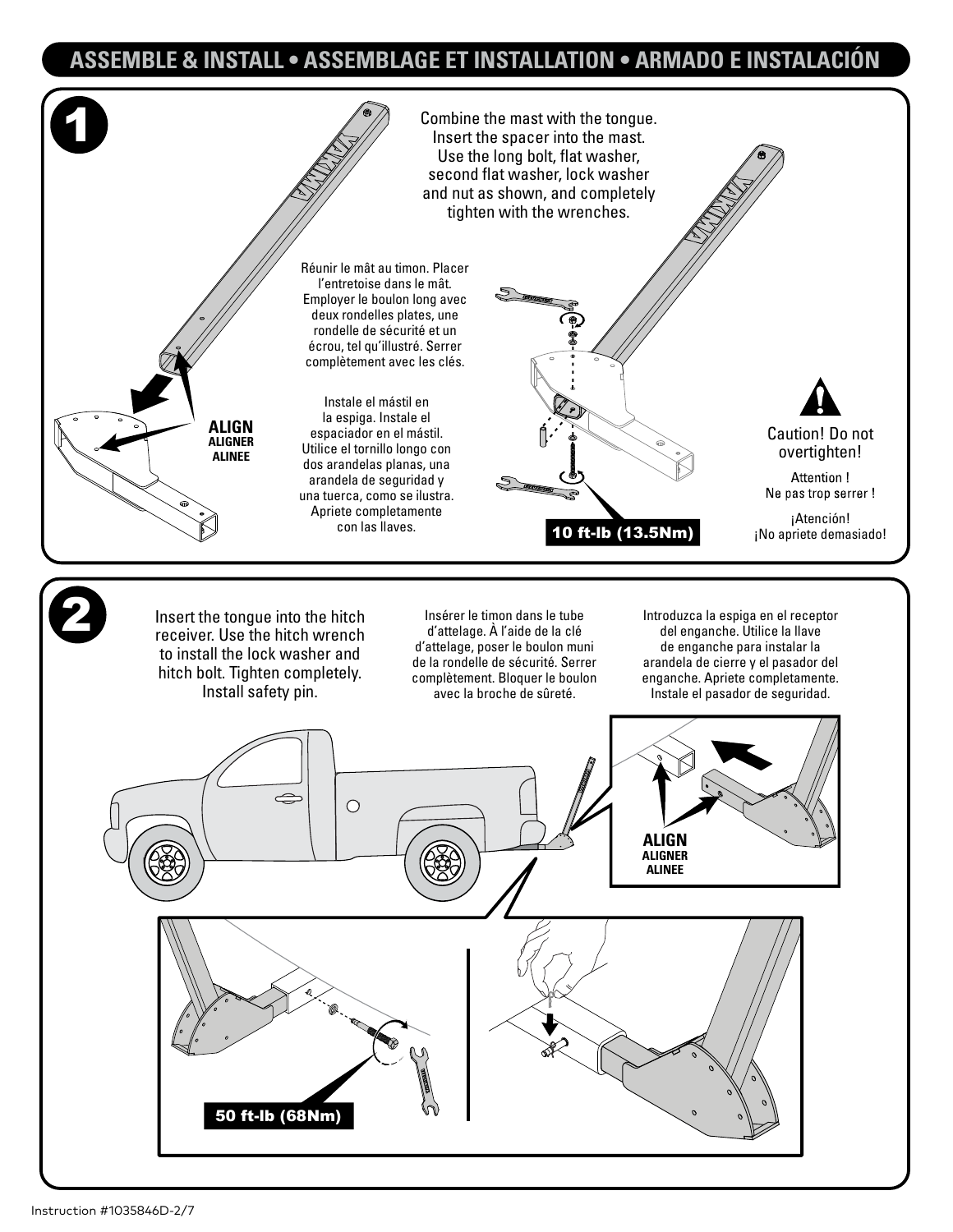# ASSEMBLE & INSTALL • ASSEMBLAGE ET INSTALLATION • ARMADO E INSTALACIÓN

## 1

Combine the mast with the tongue. Insert the spacer into the mast. Use the long bolt, flat washer, second flat washer, lock washer and nut as shown, and completely tighten with the wrenches.

Réunir le mât au timon. Placer l'entretoise dans le mât. Employer le boulon long avec deux rondelles plates, une rondelle de sécurité et un écrou, tel qu'illustré. Serrer complètement avec les clés.

Instale el mástil en la espiga. Instale el espaciador en el mástil. Utilice el tornillo longo con dos arandelas planas, una arandela de seguridad y una tuerca, como se ilustra. Apriete completamente con las llaves.

**ALIGN**
**ALIGNER**
**ALINEE**

**10 ft-lb (13.5Nm)**

Caution! Do not overtighten!

Attention ! Ne pas trop serrer !

¡Atención! ¡No apriete demasiado!

## 2

Insert the tongue into the hitch receiver. Use the hitch wrench to install the lock washer and hitch bolt. Tighten completely. Install safety pin.

Insérer le timon dans le tube d'attelage. À l'aide de la clé d'attelage, poser le boulon muni de la rondelle de sécurité. Serrer complètement. Bloquer le boulon avec la broche de sûreté.

Introduzca la espiga en el receptor del enganche. Utilice la llave de enganche para instalar la arandela de cierre y el pasador del enganche. Apriete completamente. Instale el pasador de seguridad.

**ALIGN**
**ALIGNER**
**ALINEE**

**50 ft-lb (68Nm)**

Instruction #1035846D-2/7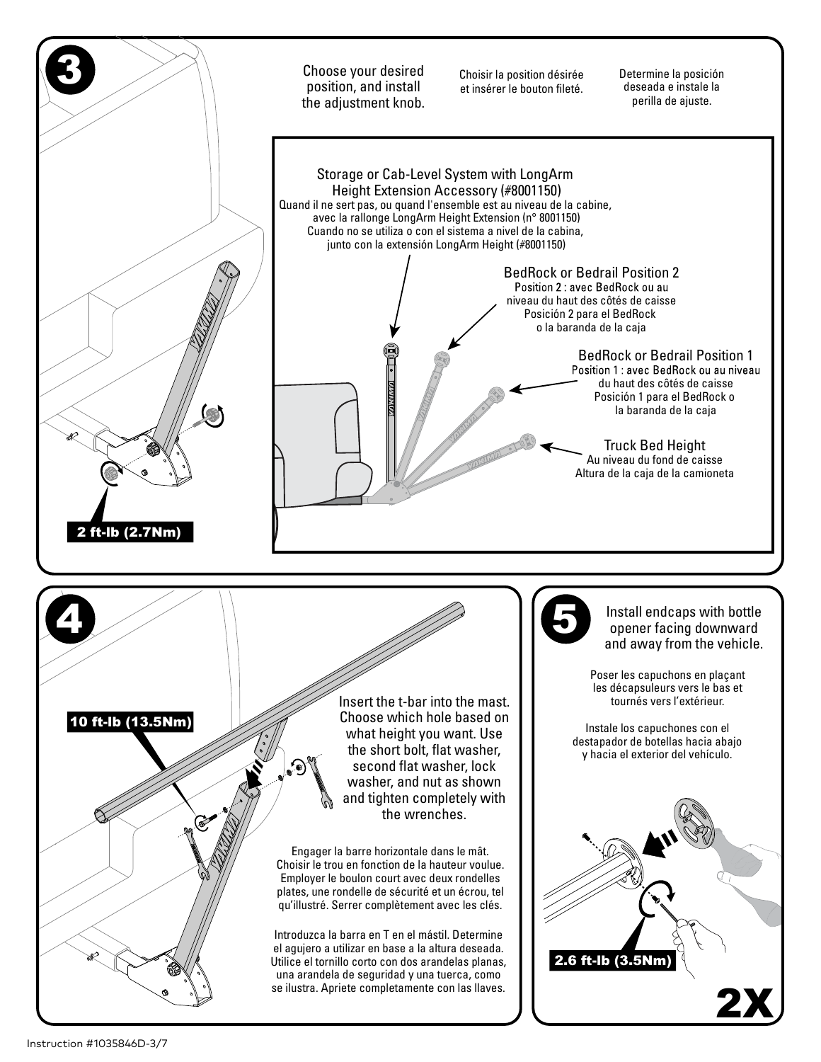## 3

Choose your desired position, and install the adjustment knob.

Choisir la position désirée et insérer le bouton fileté.

Determine la posición deseada e instale la perilla de ajuste.

**Storage or Cab-Level System with LongArm Height Extension Accessory (#8001150)**
Quand il ne sert pas, ou quand l'ensemble est au niveau de la cabine, avec la rallonge LongArm Height Extension (n° 8001150)
Cuando no se utiliza o con el sistema a nivel de la cabina, junto con la extensión LongArm Height (#8001150)

**BedRock or Bedrail Position 2**
Position 2 : avec BedRock ou au niveau du haut des côtés de caisse
Posición 2 para el BedRock o la baranda de la caja

**BedRock or Bedrail Position 1**
Position 1 : avec BedRock ou au niveau du haut des côtés de caisse
Posición 1 para el BedRock o la baranda de la caja

**Truck Bed Height**
Au niveau du fond de caisse
Altura de la caja de la camioneta

2 ft-lb (2.7Nm)

## 4

Insert the t-bar into the mast. Choose which hole based on what height you want. Use the short bolt, flat washer, second flat washer, lock washer, and nut as shown and tighten completely with the wrenches.

Engager la barre horizontale dans le mât. Choisir le trou en fonction de la hauteur voulue. Employer le boulon court avec deux rondelles plates, une rondelle de sécurité et un écrou, tel qu'illustré. Serrer complètement avec les clés.

Introduzca la barra en T en el mástil. Determine el agujero a utilizar en base a la altura deseada. Utilice el tornillo corto con dos arandelas planas, una arandela de seguridad y una tuerca, como se ilustra. Apriete completamente con las llaves.

10 ft-lb (13.5Nm)

## 5

Install endcaps with bottle opener facing downward and away from the vehicle.

Poser les capuchons en plaçant les décapsuleurs vers le bas et tournés vers l'extérieur.

Instale los capuchones con el destapador de botellas hacia abajo y hacia el exterior del vehículo.

2.6 ft-lb (3.5Nm)

2X

Instruction #1035846D-3/7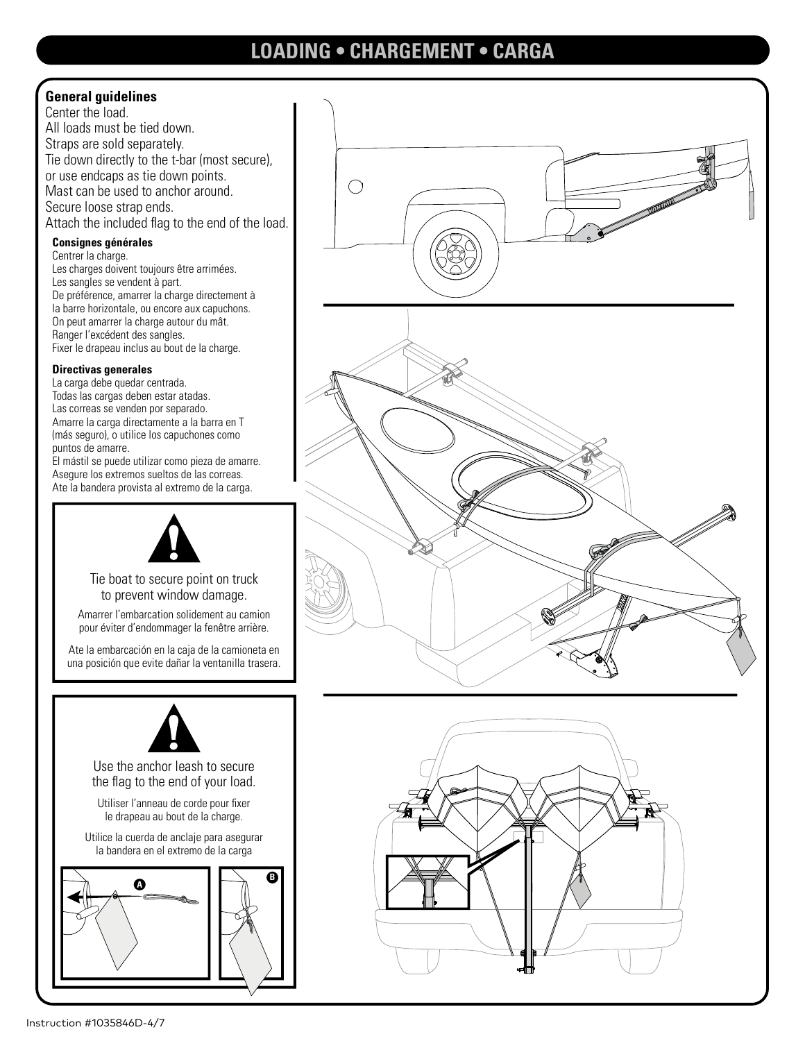# LOADING • CHARGEMENT • CARGA

**General guidelines**

Center the load.
All loads must be tied down.
Straps are sold separately.
Tie down directly to the t-bar (most secure), or use endcaps as tie down points.
Mast can be used to anchor around.
Secure loose strap ends.
Attach the included flag to the end of the load.

**Consignes générales**

Centrer la charge.
Les charges doivent toujours être arrimées.
Les sangles se vendent à part.
De préférence, amarrer la charge directement à la barre horizontale, ou encore aux capuchons.
On peut amarrer la charge autour du mât.
Ranger l'excédent des sangles.
Fixer le drapeau inclus au bout de la charge.

**Directivas generales**

La carga debe quedar centrada.
Todas las cargas deben estar atadas.
Las correas se venden por separado.
Amarre la carga directamente a la barra en T (más seguro), o utilice los capuchones como puntos de amarre.
El mástil se puede utilizar como pieza de amarre.
Asegure los extremos sueltos de las correas.
Ate la bandera provista al extremo de la carga.

Tie boat to secure point on truck to prevent window damage.

Amarrer l'embarcation solidement au camion pour éviter d'endommager la fenêtre arrière.

Ate la embarcación en la caja de la camioneta en una posición que evite dañar la ventanilla trasera.

Use the anchor leash to secure the flag to the end of your load.

Utiliser l'anneau de corde pour fixer le drapeau au bout de la charge.

Utilice la cuerda de anclaje para asegurar la bandera en el extremo de la carga

A

B

Instruction #1035846D-4/7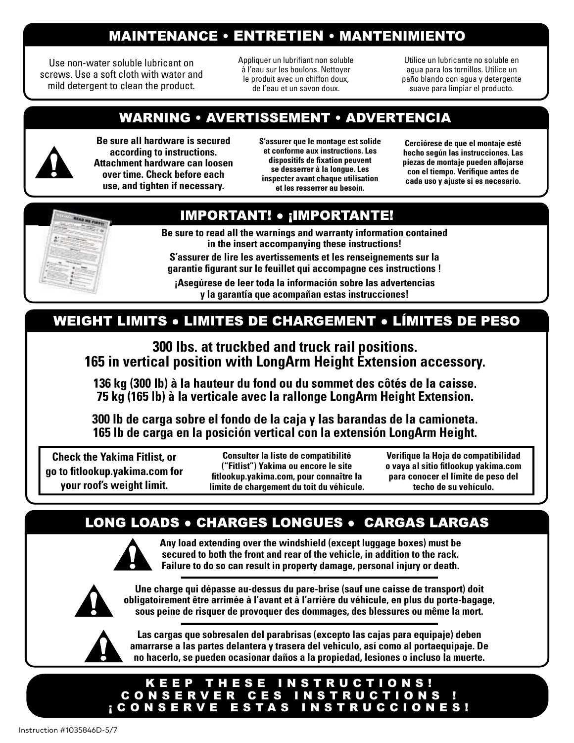## MAINTENANCE • ENTRETIEN • MANTENIMIENTO

Use non-water soluble lubricant on screws. Use a soft cloth with water and mild detergent to clean the product.

Appliquer un lubrifiant non soluble à l'eau sur les boulons. Nettoyer le produit avec un chiffon doux, de l'eau et un savon doux.

Utilice un lubricante no soluble en agua para los tornillos. Utilice un paño blando con agua y detergente suave para limpiar el producto.

## WARNING • AVERTISSEMENT • ADVERTENCIA

**Be sure all hardware is secured according to instructions. Attachment hardware can loosen over time. Check before each use, and tighten if necessary.**

**S'assurer que le montage est solide et conforme aux instructions. Les dispositifs de fixation peuvent se desserrer à la longue. Les inspecter avant chaque utilisation et les resserrer au besoin.**

**Cerciórese de que el montaje esté hecho según las instrucciones. Las piezas de montaje pueden aflojarse con el tiempo. Verifique antes de cada uso y ajuste si es necesario.**

## IMPORTANT! • ¡IMPORTANTE!

**Be sure to read all the warnings and warranty information contained in the insert accompanying these instructions!**

**S'assurer de lire les avertissements et les renseignements sur la garantie figurant sur le feuillet qui accompagne ces instructions !**

**¡Asegúrese de leer toda la información sobre las advertencias y la garantía que acompañan estas instrucciones!**

## WEIGHT LIMITS • LIMITES DE CHARGEMENT • LÍMITES DE PESO

**300 lbs. at truckbed and truck rail positions.**
**165 in vertical position with LongArm Height Extension accessory.**

**136 kg (300 lb) à la hauteur du fond ou du sommet des côtés de la caisse.**
**75 kg (165 lb) à la verticale avec la rallonge LongArm Height Extension.**

**300 lb de carga sobre el fondo de la caja y las barandas de la camioneta.**
**165 lb de carga en la posición vertical con la extensión LongArm Height.**

**Check the Yakima Fitlist, or go to fitlookup.yakima.com for your roof's weight limit.**

**Consulter la liste de compatibilité ("Fitlist") Yakima ou encore le site fitlookup.yakima.com, pour connaître la limite de chargement du toit du véhicule.**

**Verifique la Hoja de compatibilidad o vaya al sitio fitlookup yakima.com para conocer el límite de peso del techo de su vehículo.**

## LONG LOADS • CHARGES LONGUES • CARGAS LARGAS

**Any load extending over the windshield (except luggage boxes) must be secured to both the front and rear of the vehicle, in addition to the rack. Failure to do so can result in property damage, personal injury or death.**

**Une charge qui dépasse au-dessus du pare-brise (sauf une caisse de transport) doit obligatoirement être arrimée à l'avant et à l'arrière du véhicule, en plus du porte-bagage, sous peine de risquer de provoquer des dommages, des blessures ou même la mort.**

**Las cargas que sobresalen del parabrisas (excepto las cajas para equipaje) deben amarrarse a las partes delantera y trasera del vehiculo, así como al portaequipaje. De no hacerlo, se pueden ocasionar daños a la propiedad, lesiones o incluso la muerte.**

**KEEP THESE INSTRUCTIONS!**
**CONSERVER CES INSTRUCTIONS !**
**¡CONSERVE ESTAS INSTRUCCIONES!**

Instruction #1035846D-5/7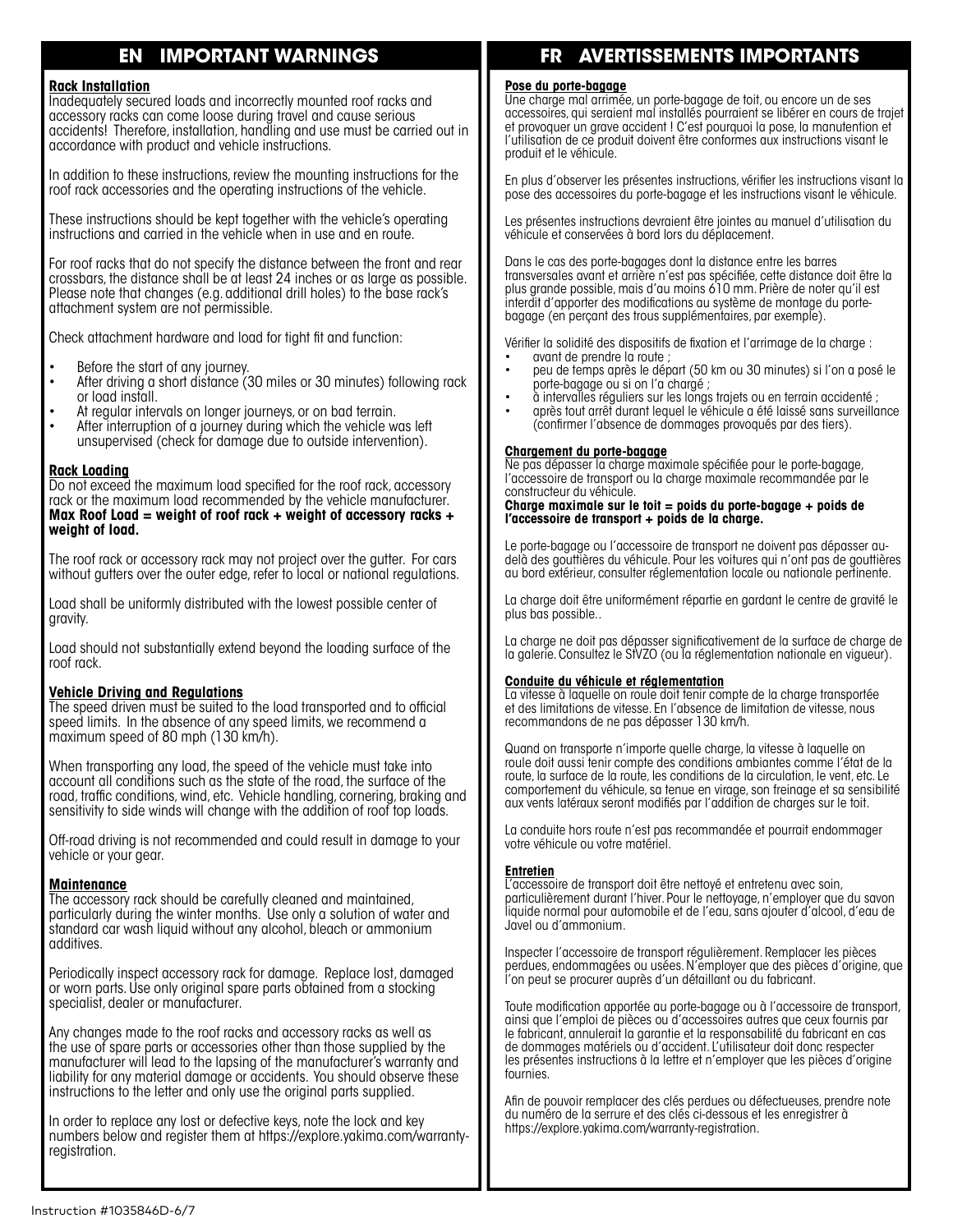## EN IMPORTANT WARNINGS

**Rack Installation**

Inadequately secured loads and incorrectly mounted roof racks and accessory racks can come loose during travel and cause serious accidents! Therefore, installation, handling and use must be carried out in accordance with product and vehicle instructions.

In addition to these instructions, review the mounting instructions for the roof rack accessories and the operating instructions of the vehicle.

These instructions should be kept together with the vehicle's operating instructions and carried in the vehicle when in use and en route.

For roof racks that do not specify the distance between the front and rear crossbars, the distance shall be at least 24 inches or as large as possible. Please note that changes (e.g. additional drill holes) to the base rack's attachment system are not permissible.

Check attachment hardware and load for tight fit and function:

- Before the start of any journey.
- After driving a short distance (30 miles or 30 minutes) following rack or load install.
- At regular intervals on longer journeys, or on bad terrain.
- After interruption of a journey during which the vehicle was left unsupervised (check for damage due to outside intervention).

**Rack Loading**

Do not exceed the maximum load specified for the roof rack, accessory rack or the maximum load recommended by the vehicle manufacturer.
**Max Roof Load = weight of roof rack + weight of accessory racks + weight of load.**

The roof rack or accessory rack may not project over the gutter. For cars without gutters over the outer edge, refer to local or national regulations.

Load shall be uniformly distributed with the lowest possible center of gravity.

Load should not substantially extend beyond the loading surface of the roof rack.

**Vehicle Driving and Regulations**

The speed driven must be suited to the load transported and to official speed limits. In the absence of any speed limits, we recommend a maximum speed of 80 mph (130 km/h).

When transporting any load, the speed of the vehicle must take into account all conditions such as the state of the road, the surface of the road, traffic conditions, wind, etc. Vehicle handling, cornering, braking and sensitivity to side winds will change with the addition of roof top loads.

Off-road driving is not recommended and could result in damage to your vehicle or your gear.

**Maintenance**

The accessory rack should be carefully cleaned and maintained, particularly during the winter months. Use only a solution of water and standard car wash liquid without any alcohol, bleach or ammonium additives.

Periodically inspect accessory rack for damage. Replace lost, damaged or worn parts. Use only original spare parts obtained from a stocking specialist, dealer or manufacturer.

Any changes made to the roof racks and accessory racks as well as the use of spare parts or accessories other than those supplied by the manufacturer will lead to the lapsing of the manufacturer's warranty and liability for any material damage or accidents. You should observe these instructions to the letter and only use the original parts supplied.

In order to replace any lost or defective keys, note the lock and key numbers below and register them at https://explore.yakima.com/warranty-registration.

## FR AVERTISSEMENTS IMPORTANTS

**Pose du porte-bagage**

Une charge mal arrimée, un porte-bagage de toit, ou encore un de ses accessoires, qui seraient mal installés pourraient se libérer en cours de trajet et provoquer un grave accident ! C'est pourquoi la pose, la manutention et l'utilisation de ce produit doivent être conformes aux instructions visant le produit et le véhicule.

En plus d'observer les présentes instructions, vérifier les instructions visant la pose des accessoires du porte-bagage et les instructions visant le véhicule.

Les présentes instructions devraient être jointes au manuel d'utilisation du véhicule et conservées à bord lors du déplacement.

Dans le cas des porte-bagages dont la distance entre les barres transversales avant et arrière n'est pas spécifiée, cette distance doit être la plus grande possible, mais d'au moins 610 mm. Prière de noter qu'il est interdit d'apporter des modifications au système de montage du porte-bagage (en perçant des trous supplémentaires, par exemple).

Vérifier la solidité des dispositifs de fixation et l'arrimage de la charge :

- avant de prendre la route ;
- peu de temps après le départ (50 km ou 30 minutes) si l'on a posé le porte-bagage ou si on l'a chargé ;
- à intervalles réguliers sur les longs trajets ou en terrain accidenté ;
- après tout arrêt durant lequel le véhicule a été laissé sans surveillance (confirmer l'absence de dommages provoqués par des tiers).

**Chargement du porte-bagage**

Ne pas dépasser la charge maximale spécifiée pour le porte-bagage, l'accessoire de transport ou la charge maximale recommandée par le constructeur du véhicule.
**Charge maximale sur le toit = poids du porte-bagage + poids de l'accessoire de transport + poids de la charge.**

Le porte-bagage ou l'accessoire de transport ne doivent pas dépasser au-delà des gouttières du véhicule. Pour les voitures qui n'ont pas de gouttières au bord extérieur, consulter réglementation locale ou nationale pertinente.

La charge doit être uniformément répartie en gardant le centre de gravité le plus bas possible..

La charge ne doit pas dépasser significativement de la surface de charge de la galerie. Consultez le StVZO (ou la réglementation nationale en vigueur).

**Conduite du véhicule et réglementation**

La vitesse à laquelle on roule doit tenir compte de la charge transportée et des limitations de vitesse. En l'absence de limitation de vitesse, nous recommandons de ne pas dépasser 130 km/h.

Quand on transporte n'importe quelle charge, la vitesse à laquelle on roule doit aussi tenir compte des conditions ambiantes comme l'état de la route, la surface de la route, les conditions de la circulation, le vent, etc. Le comportement du véhicule, sa tenue en virage, son freinage et sa sensibilité aux vents latéraux seront modifiés par l'addition de charges sur le toit.

La conduite hors route n'est pas recommandée et pourrait endommager votre véhicule ou votre matériel.

**Entretien**

L'accessoire de transport doit être nettoyé et entretenu avec soin, particulièrement durant l'hiver. Pour le nettoyage, n'employer que du savon liquide normal pour automobile et de l'eau, sans ajouter d'alcool, d'eau de Javel ou d'ammonium.

Inspecter l'accessoire de transport régulièrement. Remplacer les pièces perdues, endommagées ou usées. N'employer que des pièces d'origine, que l'on peut se procurer auprès d'un détaillant ou du fabricant.

Toute modification apportée au porte-bagage ou à l'accessoire de transport, ainsi que l'emploi de pièces ou d'accessoires autres que ceux fournis par le fabricant, annulerait la garantie et la responsabilité du fabricant en cas de dommages matériels ou d'accident. L'utilisateur doit donc respecter les présentes instructions à la lettre et n'employer que les pièces d'origine fournies.

Afin de pouvoir remplacer des clés perdues ou défectueuses, prendre note du numéro de la serrure et des clés ci-dessous et les enregistrer à https://explore.yakima.com/warranty-registration.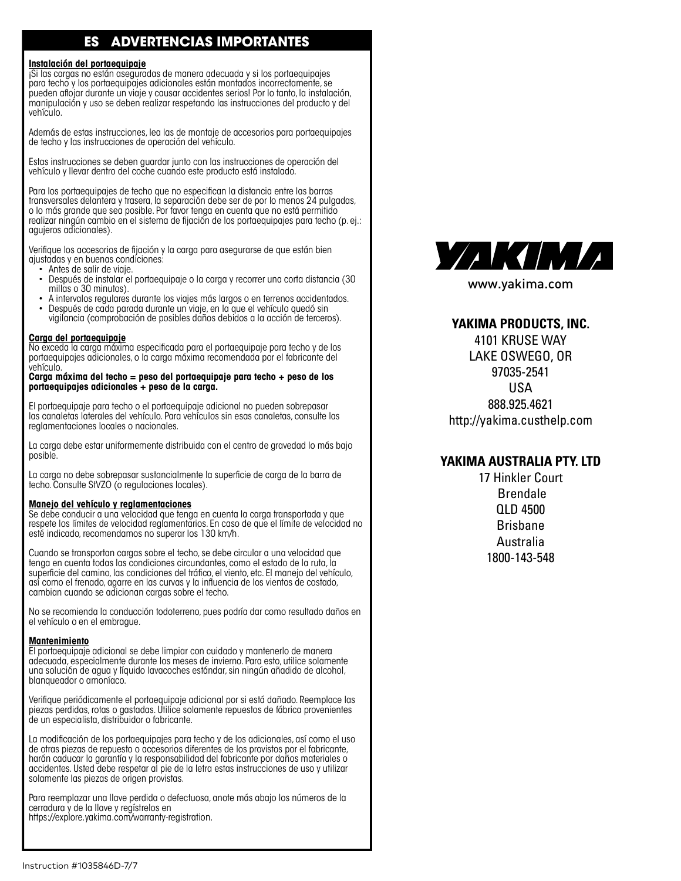## ES ADVERTENCIAS IMPORTANTES

**Instalación del portaequipaje**
¡Si las cargas no están aseguradas de manera adecuada y si los portaequipajes para techo y los portaequipajes adicionales están montados incorrectamente, se pueden aflojar durante un viaje y causar accidentes serios! Por lo tanto, la instalación, manipulación y uso se deben realizar respetando las instrucciones del producto y del vehículo.

Además de estas instrucciones, lea las de montaje de accesorios para portaequipajes de techo y las instrucciones de operación del vehículo.

Estas instrucciones se deben guardar junto con las instrucciones de operación del vehículo y llevar dentro del coche cuando este producto está instalado.

Para los portaequipajes de techo que no especifican la distancia entre las barras transversales delantera y trasera, la separación debe ser de por lo menos 24 pulgadas, o lo más grande que sea posible. Por favor tenga en cuenta que no está permitido realizar ningún cambio en el sistema de fijación de los portaequipajes para techo (p. ej.: agujeros adicionales).

Verifique los accesorios de fijación y la carga para asegurarse de que están bien ajustadas y en buenas condiciones:

- Antes de salir de viaje.
- Después de instalar el portaequipaje o la carga y recorrer una corta distancia (30 millas o 30 minutos).
- A intervalos regulares durante los viajes más largos o en terrenos accidentados.
- Después de cada parada durante un viaje, en la que el vehículo quedó sin vigilancia (comprobación de posibles daños debidos a la acción de terceros).

**Carga del portaequipaje**
No exceda la carga máxima especificada para el portaequipaje para techo y de los portaequipajes adicionales, o la carga máxima recomendada por el fabricante del vehículo.
**Carga máxima del techo = peso del portaequipaje para techo + peso de los portaequipajes adicionales + peso de la carga.**

El portaequipaje para techo o el portaequipaje adicional no pueden sobrepasar las canaletas laterales del vehículo. Para vehículos sin esas canaletas, consulte las reglamentaciones locales o nacionales.

La carga debe estar uniformemente distribuida con el centro de gravedad lo más bajo posible.

La carga no debe sobrepasar sustancialmente la superficie de carga de la barra de techo. Consulte StVZO (o regulaciones locales).

**Manejo del vehículo y reglamentaciones**
Se debe conducir a una velocidad que tenga en cuenta la carga transportada y que respete los límites de velocidad reglamentarios. En caso de que el límite de velocidad no esté indicado, recomendamos no superar los 130 km/h.

Cuando se transportan cargas sobre el techo, se debe circular a una velocidad que tenga en cuenta todas las condiciones circundantes, como el estado de la ruta, la superficie del camino, las condiciones del tráfico, el viento, etc. El manejo del vehículo, así como el frenado, agarre en las curvas y la influencia de los vientos de costado, cambian cuando se adicionan cargas sobre el techo.

No se recomienda la conducción todoterreno, pues podría dar como resultado daños en el vehículo o en el embrague.

**Mantenimiento**
El portaequipaje adicional se debe limpiar con cuidado y mantenerlo de manera adecuada, especialmente durante los meses de invierno. Para esto, utilice solamente una solución de agua y líquido lavacoches estándar, sin ningún añadido de alcohol, blanqueador o amoníaco.

Verifique periódicamente el portaequipaje adicional por si está dañado. Reemplace las piezas perdidas, rotas o gastadas. Utilice solamente repuestos de fábrica provenientes de un especialista, distribuidor o fabricante.

La modificación de los portaequipajes para techo y de los adicionales, así como el uso de otras piezas de repuesto o accesorios diferentes de los provistos por el fabricante, harán caducar la garantía y la responsabilidad del fabricante por daños materiales o accidentes. Usted debe respetar al pie de la letra estas instrucciones de uso y utilizar solamente las piezas de origen provistas.

Para reemplazar una llave perdida o defectuosa, anote más abajo los números de la cerradura y de la llave y regístrelos en https://explore.yakima.com/warranty-registration.

YAKIMA

www.yakima.com

**YAKIMA PRODUCTS, INC.**
4101 KRUSE WAY
LAKE OSWEGO, OR
97035-2541
USA
888.925.4621
http://yakima.custhelp.com

**YAKIMA AUSTRALIA PTY. LTD**
17 Hinkler Court
Brendale
QLD 4500
Brisbane
Australia
1800-143-548

Instruction #1035846D